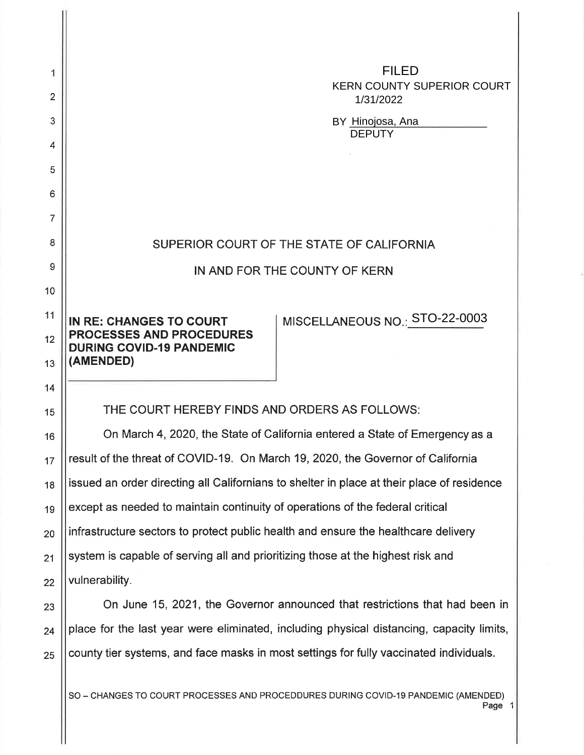FILED
KERN COUNTY SUPERIOR COURT
1/31/2022

BY Hinojosa, Ana
DEPUTY

SUPERIOR COURT OF THE STATE OF CALIFORNIA

IN AND FOR THE COUNTY OF KERN

**IN RE: CHANGES TO COURT PROCESSES AND PROCEDURES DURING COVID-19 PANDEMIC (AMENDED)**

MISCELLANEOUS NO.: STO-22-0003

THE COURT HEREBY FINDS AND ORDERS AS FOLLOWS:

On March 4, 2020, the State of California entered a State of Emergency as a result of the threat of COVID-19. On March 19, 2020, the Governor of California issued an order directing all Californians to shelter in place at their place of residence except as needed to maintain continuity of operations of the federal critical infrastructure sectors to protect public health and ensure the healthcare delivery system is capable of serving all and prioritizing those at the highest risk and vulnerability.

On June 15, 2021, the Governor announced that restrictions that had been in place for the last year were eliminated, including physical distancing, capacity limits, county tier systems, and face masks in most settings for fully vaccinated individuals.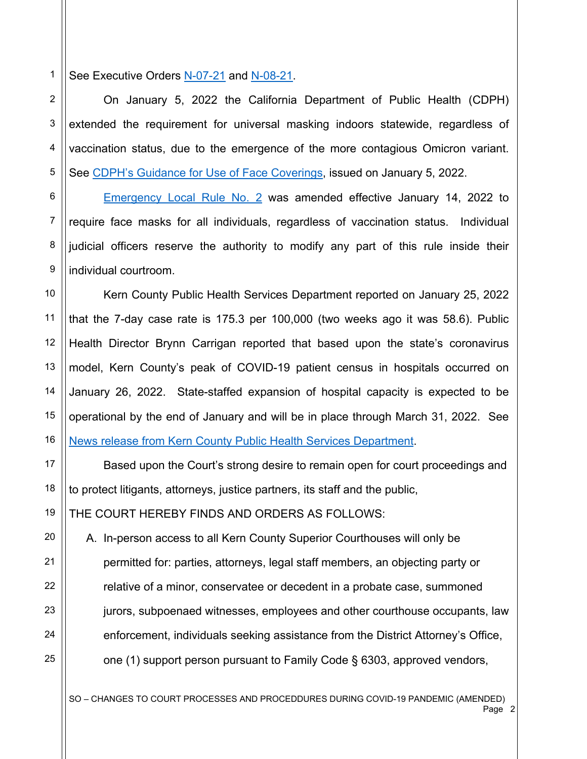See Executive Orders N-07-21 and N-08-21.

On January 5, 2022 the California Department of Public Health (CDPH) extended the requirement for universal masking indoors statewide, regardless of vaccination status, due to the emergence of the more contagious Omicron variant. See CDPH's Guidance for Use of Face Coverings, issued on January 5, 2022.

Emergency Local Rule No. 2 was amended effective January 14, 2022 to require face masks for all individuals, regardless of vaccination status. Individual judicial officers reserve the authority to modify any part of this rule inside their individual courtroom.

Kern County Public Health Services Department reported on January 25, 2022 that the 7-day case rate is 175.3 per 100,000 (two weeks ago it was 58.6). Public Health Director Brynn Carrigan reported that based upon the state's coronavirus model, Kern County's peak of COVID-19 patient census in hospitals occurred on January 26, 2022. State-staffed expansion of hospital capacity is expected to be operational by the end of January and will be in place through March 31, 2022. See News release from Kern County Public Health Services Department.

Based upon the Court's strong desire to remain open for court proceedings and to protect litigants, attorneys, justice partners, its staff and the public,

THE COURT HEREBY FINDS AND ORDERS AS FOLLOWS:

A. In-person access to all Kern County Superior Courthouses will only be permitted for: parties, attorneys, legal staff members, an objecting party or relative of a minor, conservatee or decedent in a probate case, summoned jurors, subpoenaed witnesses, employees and other courthouse occupants, law enforcement, individuals seeking assistance from the District Attorney's Office, one (1) support person pursuant to Family Code § 6303, approved vendors,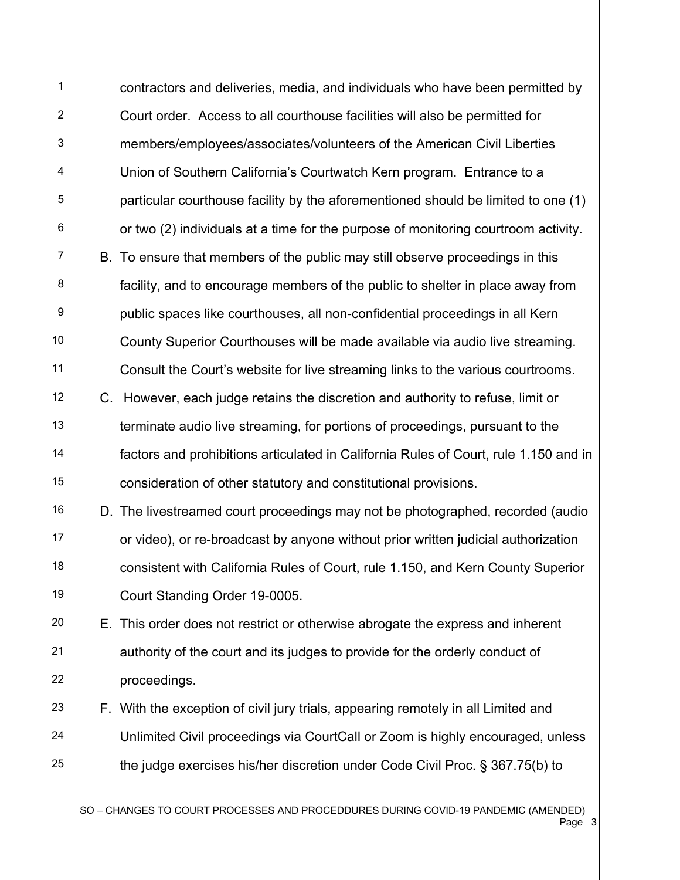contractors and deliveries, media, and individuals who have been permitted by Court order. Access to all courthouse facilities will also be permitted for members/employees/associates/volunteers of the American Civil Liberties Union of Southern California's Courtwatch Kern program. Entrance to a particular courthouse facility by the aforementioned should be limited to one (1) or two (2) individuals at a time for the purpose of monitoring courtroom activity.

B. To ensure that members of the public may still observe proceedings in this facility, and to encourage members of the public to shelter in place away from public spaces like courthouses, all non-confidential proceedings in all Kern County Superior Courthouses will be made available via audio live streaming. Consult the Court's website for live streaming links to the various courtrooms.

C. However, each judge retains the discretion and authority to refuse, limit or terminate audio live streaming, for portions of proceedings, pursuant to the factors and prohibitions articulated in California Rules of Court, rule 1.150 and in consideration of other statutory and constitutional provisions.

D. The livestreamed court proceedings may not be photographed, recorded (audio or video), or re-broadcast by anyone without prior written judicial authorization consistent with California Rules of Court, rule 1.150, and Kern County Superior Court Standing Order 19-0005.

E. This order does not restrict or otherwise abrogate the express and inherent authority of the court and its judges to provide for the orderly conduct of proceedings.

F. With the exception of civil jury trials, appearing remotely in all Limited and Unlimited Civil proceedings via CourtCall or Zoom is highly encouraged, unless the judge exercises his/her discretion under Code Civil Proc. § 367.75(b) to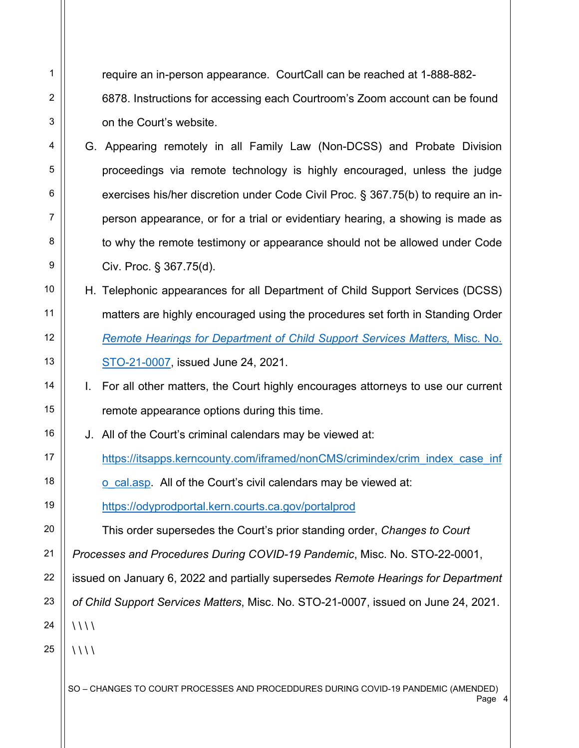require an in-person appearance. CourtCall can be reached at 1-888-882-6878. Instructions for accessing each Courtroom's Zoom account can be found on the Court's website.

G. Appearing remotely in all Family Law (Non-DCSS) and Probate Division proceedings via remote technology is highly encouraged, unless the judge exercises his/her discretion under Code Civil Proc. § 367.75(b) to require an in-person appearance, or for a trial or evidentiary hearing, a showing is made as to why the remote testimony or appearance should not be allowed under Code Civ. Proc. § 367.75(d).

H. Telephonic appearances for all Department of Child Support Services (DCSS) matters are highly encouraged using the procedures set forth in Standing Order *Remote Hearings for Department of Child Support Services Matters,* Misc. No. STO-21-0007, issued June 24, 2021.

I. For all other matters, the Court highly encourages attorneys to use our current remote appearance options during this time.

J. All of the Court's criminal calendars may be viewed at: https://itsapps.kerncounty.com/iframed/nonCMS/crimindex/crim_index_case_info_cal.asp. All of the Court's civil calendars may be viewed at: https://odyprodportal.kern.courts.ca.gov/portalprod

This order supersedes the Court's prior standing order, *Changes to Court Processes and Procedures During COVID-19 Pandemic*, Misc. No. STO-22-0001, issued on January 6, 2022 and partially supersedes *Remote Hearings for Department of Child Support Services Matters*, Misc. No. STO-21-0007, issued on June 24, 2021.

\\\\

\\\\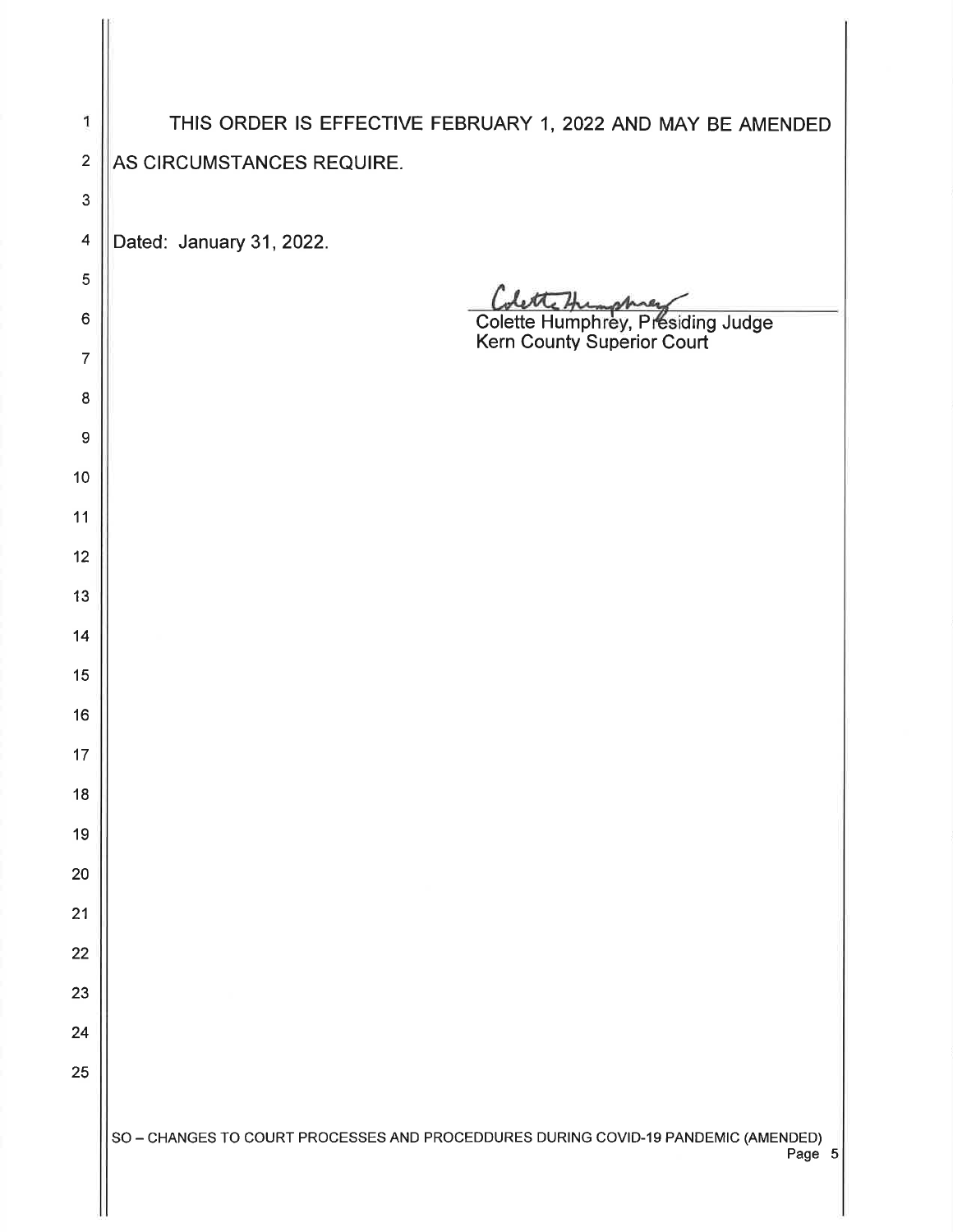THIS ORDER IS EFFECTIVE FEBRUARY 1, 2022 AND MAY BE AMENDED AS CIRCUMSTANCES REQUIRE.

Dated: January 31, 2022.

Colette Humphrey, Presiding Judge
Kern County Superior Court